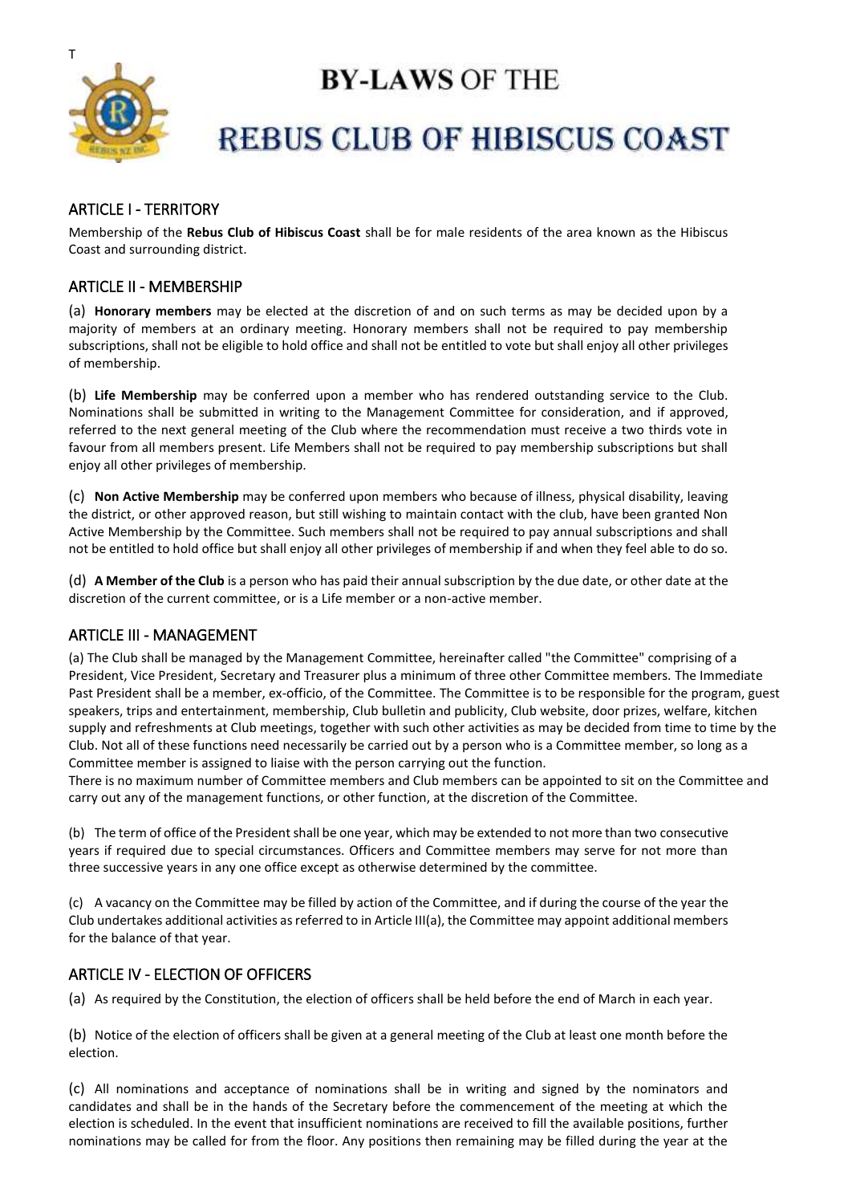T

# BY-LAWS OF THE

# REBUS CLUB OF HIBISCUS COAST

## ARTICLE I - TERRITORY

Membership of the **Rebus Club of Hibiscus Coast** shall be for male residents of the area known as the Hibiscus Coast and surrounding district.

## ARTICLE II - MEMBERSHIP

(a) **Honorary members** may be elected at the discretion of and on such terms as may be decided upon by a majority of members at an ordinary meeting. Honorary members shall not be required to pay membership subscriptions, shall not be eligible to hold office and shall not be entitled to vote but shall enjoy all other privileges of membership.

(b) **Life Membership** may be conferred upon a member who has rendered outstanding service to the Club. Nominations shall be submitted in writing to the Management Committee for consideration, and if approved, referred to the next general meeting of the Club where the recommendation must receive a two thirds vote in favour from all members present. Life Members shall not be required to pay membership subscriptions but shall enjoy all other privileges of membership.

(c) **Non Active Membership** may be conferred upon members who because of illness, physical disability, leaving the district, or other approved reason, but still wishing to maintain contact with the club, have been granted Non Active Membership by the Committee. Such members shall not be required to pay annual subscriptions and shall not be entitled to hold office but shall enjoy all other privileges of membership if and when they feel able to do so.

(d) **A Member of the Club** is a person who has paid their annual subscription by the due date, or other date at the discretion of the current committee, or is a Life member or a non-active member.

## ARTICLE III - MANAGEMENT

(a) The Club shall be managed by the Management Committee, hereinafter called "the Committee" comprising of a President, Vice President, Secretary and Treasurer plus a minimum of three other Committee members. The Immediate Past President shall be a member, ex-officio, of the Committee. The Committee is to be responsible for the program, guest speakers, trips and entertainment, membership, Club bulletin and publicity, Club website, door prizes, welfare, kitchen supply and refreshments at Club meetings, together with such other activities as may be decided from time to time by the Club. Not all of these functions need necessarily be carried out by a person who is a Committee member, so long as a Committee member is assigned to liaise with the person carrying out the function.
There is no maximum number of Committee members and Club members can be appointed to sit on the Committee and carry out any of the management functions, or other function, at the discretion of the Committee.

(b) The term of office of the President shall be one year, which may be extended to not more than two consecutive years if required due to special circumstances. Officers and Committee members may serve for not more than three successive years in any one office except as otherwise determined by the committee.

(c) A vacancy on the Committee may be filled by action of the Committee, and if during the course of the year the Club undertakes additional activities as referred to in Article III(a), the Committee may appoint additional members for the balance of that year.

## ARTICLE IV - ELECTION OF OFFICERS

(a) As required by the Constitution, the election of officers shall be held before the end of March in each year.

(b) Notice of the election of officers shall be given at a general meeting of the Club at least one month before the election.

(c) All nominations and acceptance of nominations shall be in writing and signed by the nominators and candidates and shall be in the hands of the Secretary before the commencement of the meeting at which the election is scheduled. In the event that insufficient nominations are received to fill the available positions, further nominations may be called for from the floor. Any positions then remaining may be filled during the year at the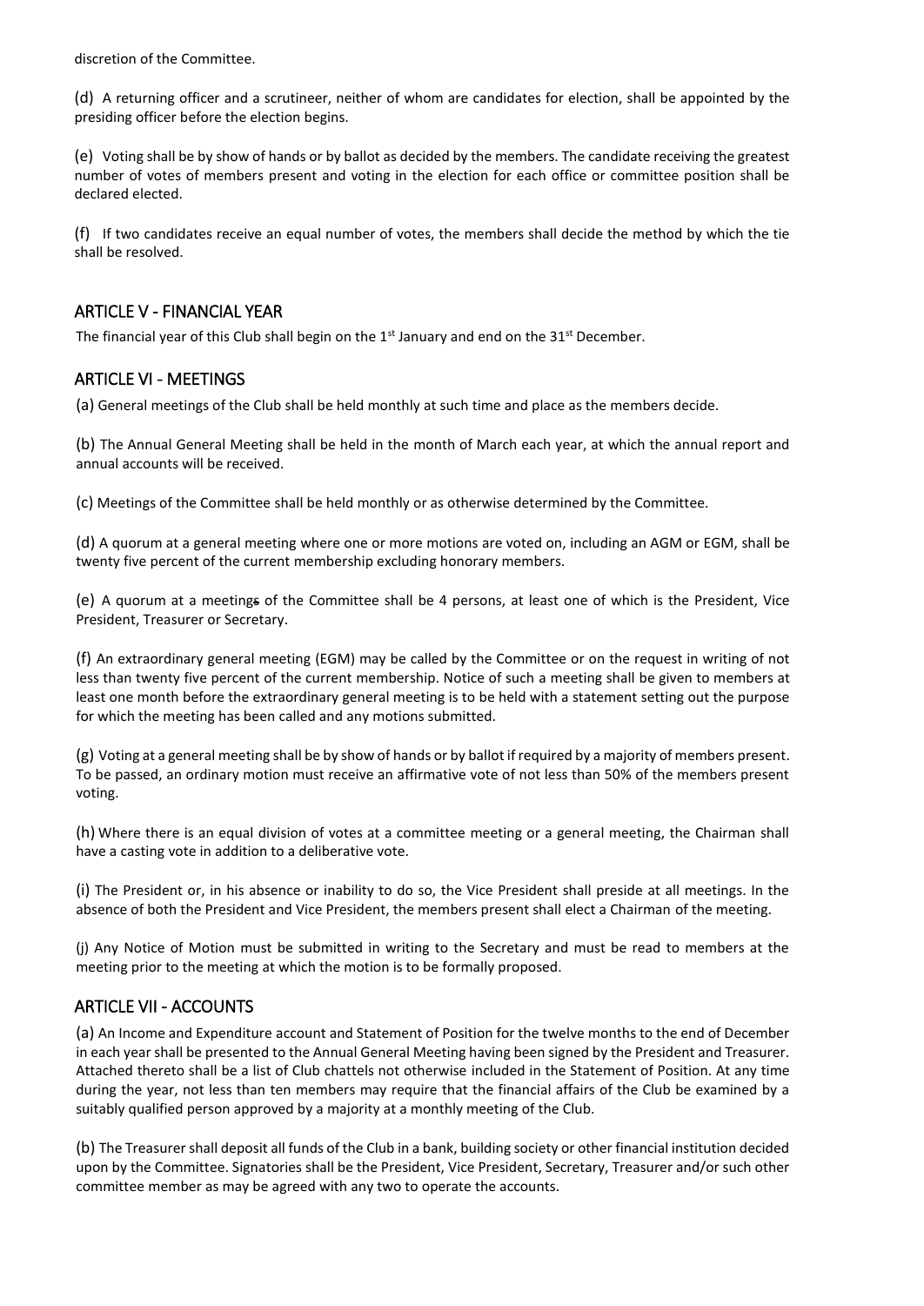discretion of the Committee.

(d) A returning officer and a scrutineer, neither of whom are candidates for election, shall be appointed by the presiding officer before the election begins.

(e) Voting shall be by show of hands or by ballot as decided by the members. The candidate receiving the greatest number of votes of members present and voting in the election for each office or committee position shall be declared elected.

(f) If two candidates receive an equal number of votes, the members shall decide the method by which the tie shall be resolved.

## ARTICLE V - FINANCIAL YEAR

The financial year of this Club shall begin on the 1st January and end on the 31st December.

## ARTICLE VI - MEETINGS

(a) General meetings of the Club shall be held monthly at such time and place as the members decide.

(b) The Annual General Meeting shall be held in the month of March each year, at which the annual report and annual accounts will be received.

(c) Meetings of the Committee shall be held monthly or as otherwise determined by the Committee.

(d) A quorum at a general meeting where one or more motions are voted on, including an AGM or EGM, shall be twenty five percent of the current membership excluding honorary members.

(e) A quorum at a meetings of the Committee shall be 4 persons, at least one of which is the President, Vice President, Treasurer or Secretary.

(f) An extraordinary general meeting (EGM) may be called by the Committee or on the request in writing of not less than twenty five percent of the current membership. Notice of such a meeting shall be given to members at least one month before the extraordinary general meeting is to be held with a statement setting out the purpose for which the meeting has been called and any motions submitted.

(g) Voting at a general meeting shall be by show of hands or by ballot if required by a majority of members present. To be passed, an ordinary motion must receive an affirmative vote of not less than 50% of the members present voting.

(h) Where there is an equal division of votes at a committee meeting or a general meeting, the Chairman shall have a casting vote in addition to a deliberative vote.

(i) The President or, in his absence or inability to do so, the Vice President shall preside at all meetings. In the absence of both the President and Vice President, the members present shall elect a Chairman of the meeting.

(j) Any Notice of Motion must be submitted in writing to the Secretary and must be read to members at the meeting prior to the meeting at which the motion is to be formally proposed.

## ARTICLE VII - ACCOUNTS

(a) An Income and Expenditure account and Statement of Position for the twelve months to the end of December in each year shall be presented to the Annual General Meeting having been signed by the President and Treasurer. Attached thereto shall be a list of Club chattels not otherwise included in the Statement of Position. At any time during the year, not less than ten members may require that the financial affairs of the Club be examined by a suitably qualified person approved by a majority at a monthly meeting of the Club.

(b) The Treasurer shall deposit all funds of the Club in a bank, building society or other financial institution decided upon by the Committee. Signatories shall be the President, Vice President, Secretary, Treasurer and/or such other committee member as may be agreed with any two to operate the accounts.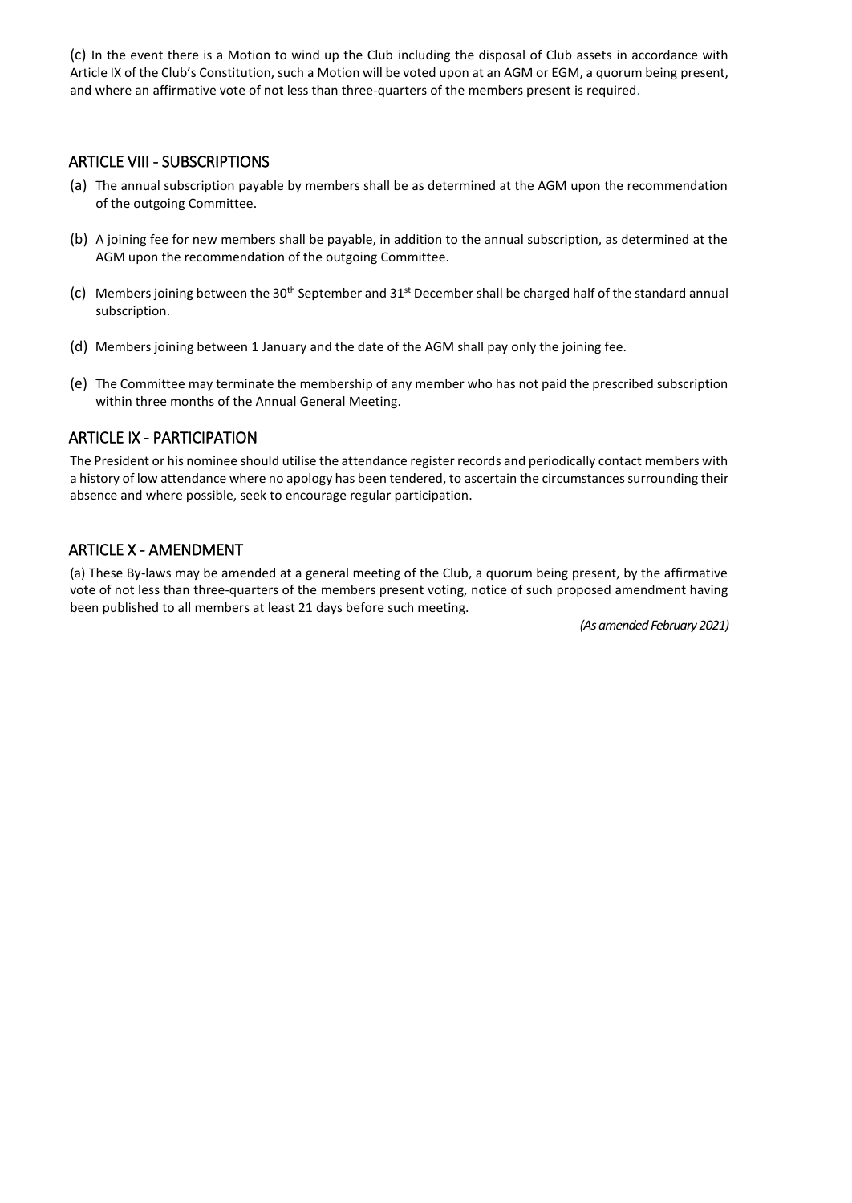(c) In the event there is a Motion to wind up the Club including the disposal of Club assets in accordance with Article IX of the Club's Constitution, such a Motion will be voted upon at an AGM or EGM, a quorum being present, and where an affirmative vote of not less than three-quarters of the members present is required.

## ARTICLE VIII - SUBSCRIPTIONS

(a) The annual subscription payable by members shall be as determined at the AGM upon the recommendation of the outgoing Committee.

(b) A joining fee for new members shall be payable, in addition to the annual subscription, as determined at the AGM upon the recommendation of the outgoing Committee.

(c) Members joining between the 30th September and 31st December shall be charged half of the standard annual subscription.

(d) Members joining between 1 January and the date of the AGM shall pay only the joining fee.

(e) The Committee may terminate the membership of any member who has not paid the prescribed subscription within three months of the Annual General Meeting.

## ARTICLE IX - PARTICIPATION

The President or his nominee should utilise the attendance register records and periodically contact members with a history of low attendance where no apology has been tendered, to ascertain the circumstances surrounding their absence and where possible, seek to encourage regular participation.

## ARTICLE X - AMENDMENT

(a) These By-laws may be amended at a general meeting of the Club, a quorum being present, by the affirmative vote of not less than three-quarters of the members present voting, notice of such proposed amendment having been published to all members at least 21 days before such meeting.

*(As amended February 2021)*